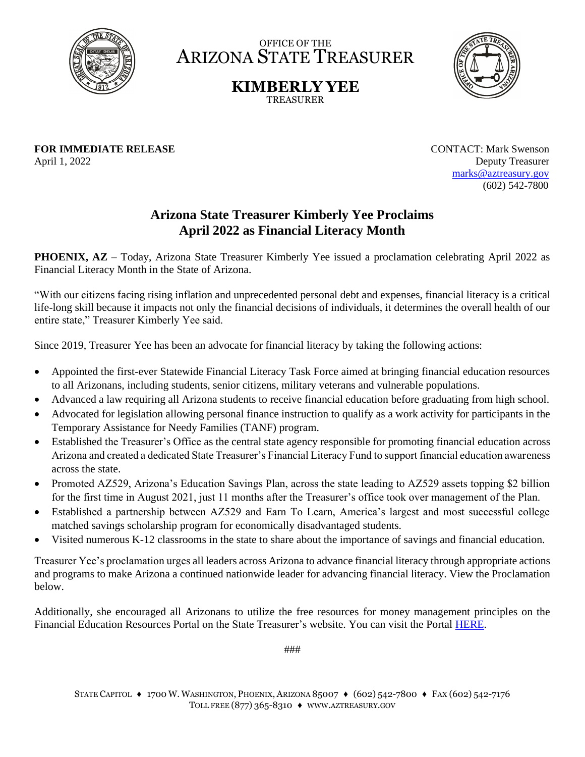OFFICE OF THE
ARIZONA STATE TREASURER

**KIMBERLY YEE**
TREASURER

**FOR IMMEDIATE RELEASE**
April 1, 2022

CONTACT: Mark Swenson
Deputy Treasurer
marks@aztreasury.gov
(602) 542-7800

## Arizona State Treasurer Kimberly Yee Proclaims April 2022 as Financial Literacy Month

**PHOENIX, AZ** – Today, Arizona State Treasurer Kimberly Yee issued a proclamation celebrating April 2022 as Financial Literacy Month in the State of Arizona.

"With our citizens facing rising inflation and unprecedented personal debt and expenses, financial literacy is a critical life-long skill because it impacts not only the financial decisions of individuals, it determines the overall health of our entire state," Treasurer Kimberly Yee said.

Since 2019, Treasurer Yee has been an advocate for financial literacy by taking the following actions:

- Appointed the first-ever Statewide Financial Literacy Task Force aimed at bringing financial education resources to all Arizonans, including students, senior citizens, military veterans and vulnerable populations.
- Advanced a law requiring all Arizona students to receive financial education before graduating from high school.
- Advocated for legislation allowing personal finance instruction to qualify as a work activity for participants in the Temporary Assistance for Needy Families (TANF) program.
- Established the Treasurer's Office as the central state agency responsible for promoting financial education across Arizona and created a dedicated State Treasurer's Financial Literacy Fund to support financial education awareness across the state.
- Promoted AZ529, Arizona's Education Savings Plan, across the state leading to AZ529 assets topping $2 billion for the first time in August 2021, just 11 months after the Treasurer's office took over management of the Plan.
- Established a partnership between AZ529 and Earn To Learn, America's largest and most successful college matched savings scholarship program for economically disadvantaged students.
- Visited numerous K-12 classrooms in the state to share about the importance of savings and financial education.

Treasurer Yee's proclamation urges all leaders across Arizona to advance financial literacy through appropriate actions and programs to make Arizona a continued nationwide leader for advancing financial literacy. View the Proclamation below.

Additionally, she encouraged all Arizonans to utilize the free resources for money management principles on the Financial Education Resources Portal on the State Treasurer's website. You can visit the Portal HERE.

###

STATE CAPITOL ♦ 1700 W. WASHINGTON, PHOENIX, ARIZONA 85007 ♦ (602) 542-7800 ♦ FAX (602) 542-7176
TOLL FREE (877) 365-8310 ♦ WWW.AZTREASURY.GOV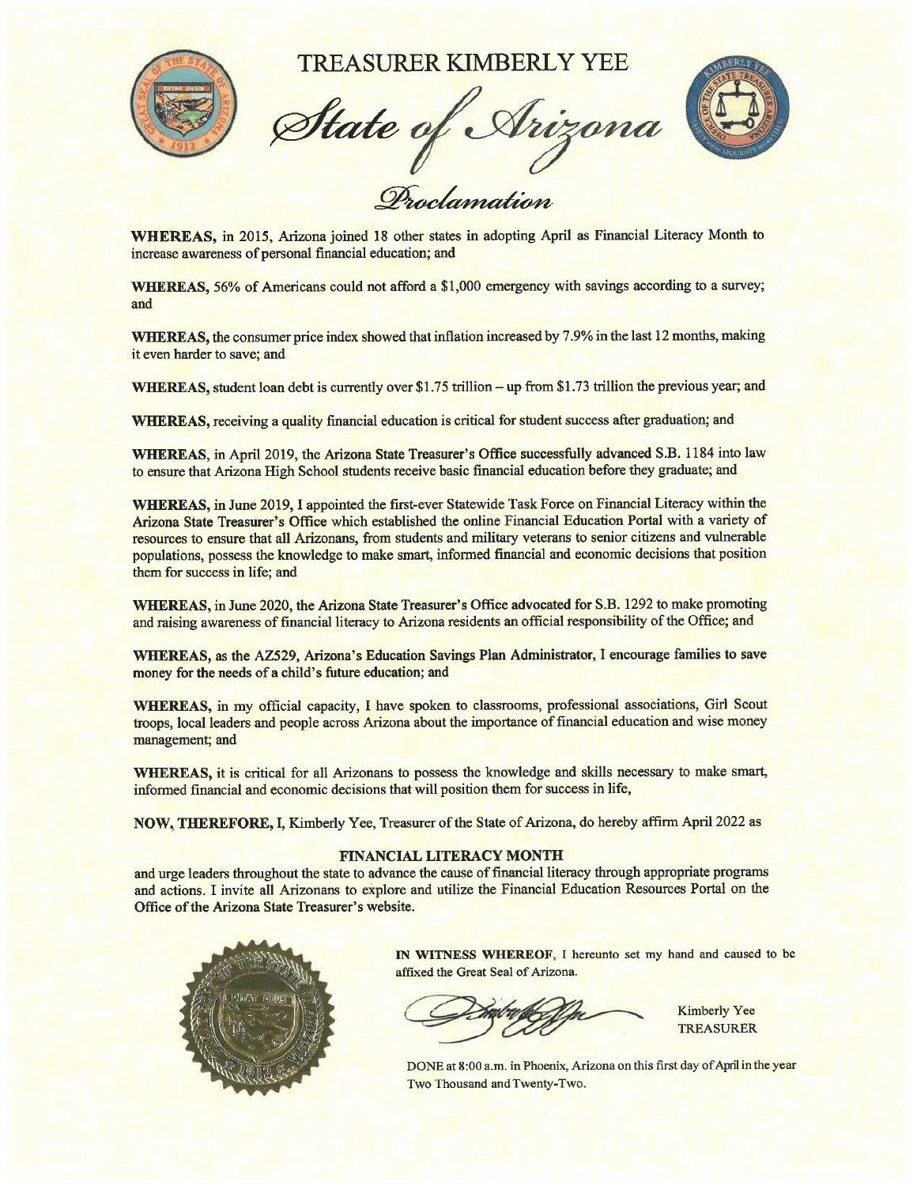# TREASURER KIMBERLY YEE

## *State of Arizona*

### *Proclamation*

**WHEREAS,** in 2015, Arizona joined 18 other states in adopting April as Financial Literacy Month to increase awareness of personal financial education; and

**WHEREAS,** 56% of Americans could not afford a $1,000 emergency with savings according to a survey; and

**WHEREAS,** the consumer price index showed that inflation increased by 7.9% in the last 12 months, making it even harder to save; and

**WHEREAS,** student loan debt is currently over $1.75 trillion – up from $1.73 trillion the previous year; and

**WHEREAS,** receiving a quality financial education is critical for student success after graduation; and

**WHEREAS,** in April 2019, the **Arizona State Treasurer's Office successfully advanced S.B.** 1184 into law to ensure that Arizona High School students receive basic financial education before they graduate; and

**WHEREAS, in June 2019, I appointed the first-ever Statewide Task Force on Financial Literacy within the Arizona State Treasurer's Office** which established the online Financial Education Portal with a variety of resources to ensure that all Arizonans, from students and military veterans to senior citizens and vulnerable populations, possess the knowledge to make smart, informed financial and economic decisions that position them for success in life; and

**WHEREAS,** in June 2020, the **Arizona State Treasurer's Office advocated for S.B.** 1292 to make promoting and raising awareness of financial literacy to Arizona residents an official responsibility of the Office; and

**WHEREAS, as the AZ529, Arizona's Education Savings Plan Administrator, I encourage families to save money for the needs of a child's future education;** and

**WHEREAS,** in my official capacity, I have spoken to classrooms, professional associations, Girl Scout troops, local leaders and people across Arizona about the importance of financial education and wise money management; and

**WHEREAS,** it is critical for all Arizonans to possess the knowledge and skills necessary to make smart, informed financial and economic decisions that will position them for success in life,

**NOW, THEREFORE,** I, Kimberly Yee, Treasurer of the State of Arizona, do hereby affirm April 2022 as

**FINANCIAL LITERACY MONTH**

and urge leaders throughout the state to advance the cause of financial literacy through appropriate programs and actions. I invite all Arizonans to explore and utilize the Financial Education Resources Portal on the Office of the Arizona State Treasurer's website.

**IN WITNESS WHEREOF,** I hereunto set my hand and caused to be affixed the Great Seal of Arizona.

Kimberly Yee
TREASURER

DONE at 8:00 a.m. in Phoenix, Arizona on this first day of April in the year Two Thousand and Twenty-Two.